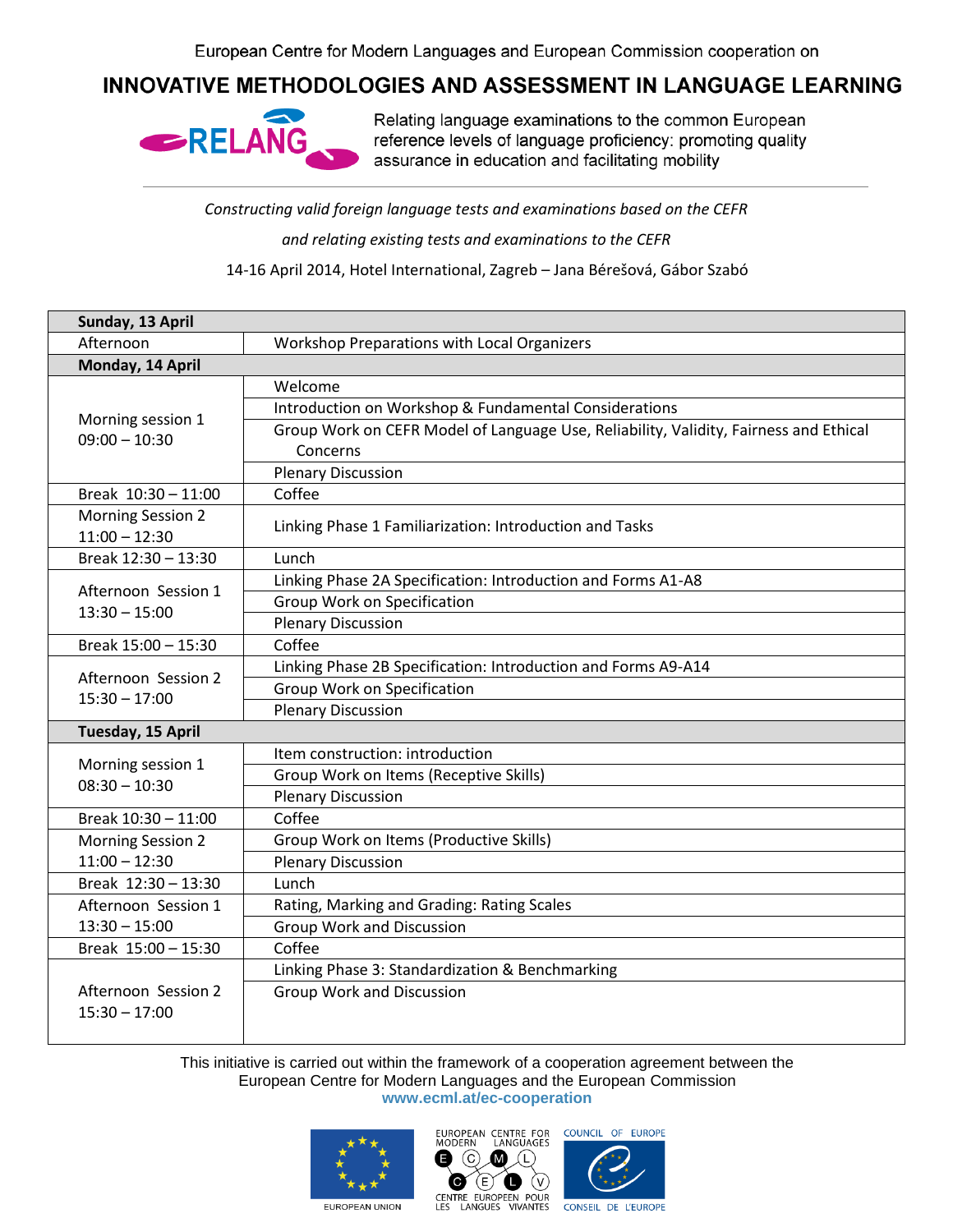European Centre for Modern Languages and European Commission cooperation on

# INNOVATIVE METHODOLOGIES AND ASSESSMENT IN LANGUAGE LEARNING

RELANG

Relating language examinations to the common European reference levels of language proficiency: promoting quality assurance in education and facilitating mobility

*Constructing valid foreign language tests and examinations based on the CEFR*

*and relating existing tests and examinations to the CEFR*

14-16 April 2014, Hotel International, Zagreb – Jana Bérešová, Gábor Szabó

| **Sunday, 13 April** | |
|---|---|
| Afternoon | Workshop Preparations with Local Organizers |
| **Monday, 14 April** | |
| Morning session 1<br>09:00 – 10:30 | Welcome |
| | Introduction on Workshop & Fundamental Considerations |
| | Group Work on CEFR Model of Language Use, Reliability, Validity, Fairness and Ethical Concerns |
| | Plenary Discussion |
| Break 10:30 – 11:00 | Coffee |
| Morning Session 2<br>11:00 – 12:30 | Linking Phase 1 Familiarization: Introduction and Tasks |
| Break 12:30 – 13:30 | Lunch |
| Afternoon Session 1<br>13:30 – 15:00 | Linking Phase 2A Specification: Introduction and Forms A1-A8 |
| | Group Work on Specification |
| | Plenary Discussion |
| Break 15:00 – 15:30 | Coffee |
| Afternoon Session 2<br>15:30 – 17:00 | Linking Phase 2B Specification: Introduction and Forms A9-A14 |
| | Group Work on Specification |
| | Plenary Discussion |
| **Tuesday, 15 April** | |
| Morning session 1<br>08:30 – 10:30 | Item construction: introduction |
| | Group Work on Items (Receptive Skills) |
| | Plenary Discussion |
| Break 10:30 – 11:00 | Coffee |
| Morning Session 2<br>11:00 – 12:30 | Group Work on Items (Productive Skills) |
| | Plenary Discussion |
| Break 12:30 – 13:30 | Lunch |
| Afternoon Session 1<br>13:30 – 15:00 | Rating, Marking and Grading: Rating Scales |
| | Group Work and Discussion |
| Break 15:00 – 15:30 | Coffee |
| Afternoon Session 2<br>15:30 – 17:00 | Linking Phase 3: Standardization & Benchmarking |
| | Group Work and Discussion |

This initiative is carried out within the framework of a cooperation agreement between the European Centre for Modern Languages and the European Commission
**www.ecml.at/ec-cooperation**

EUROPEAN UNION — EUROPEAN CENTRE FOR MODERN LANGUAGES / CENTRE EUROPEEN POUR LES LANGUES VIVANTES — COUNCIL OF EUROPE / CONSEIL DE L'EUROPE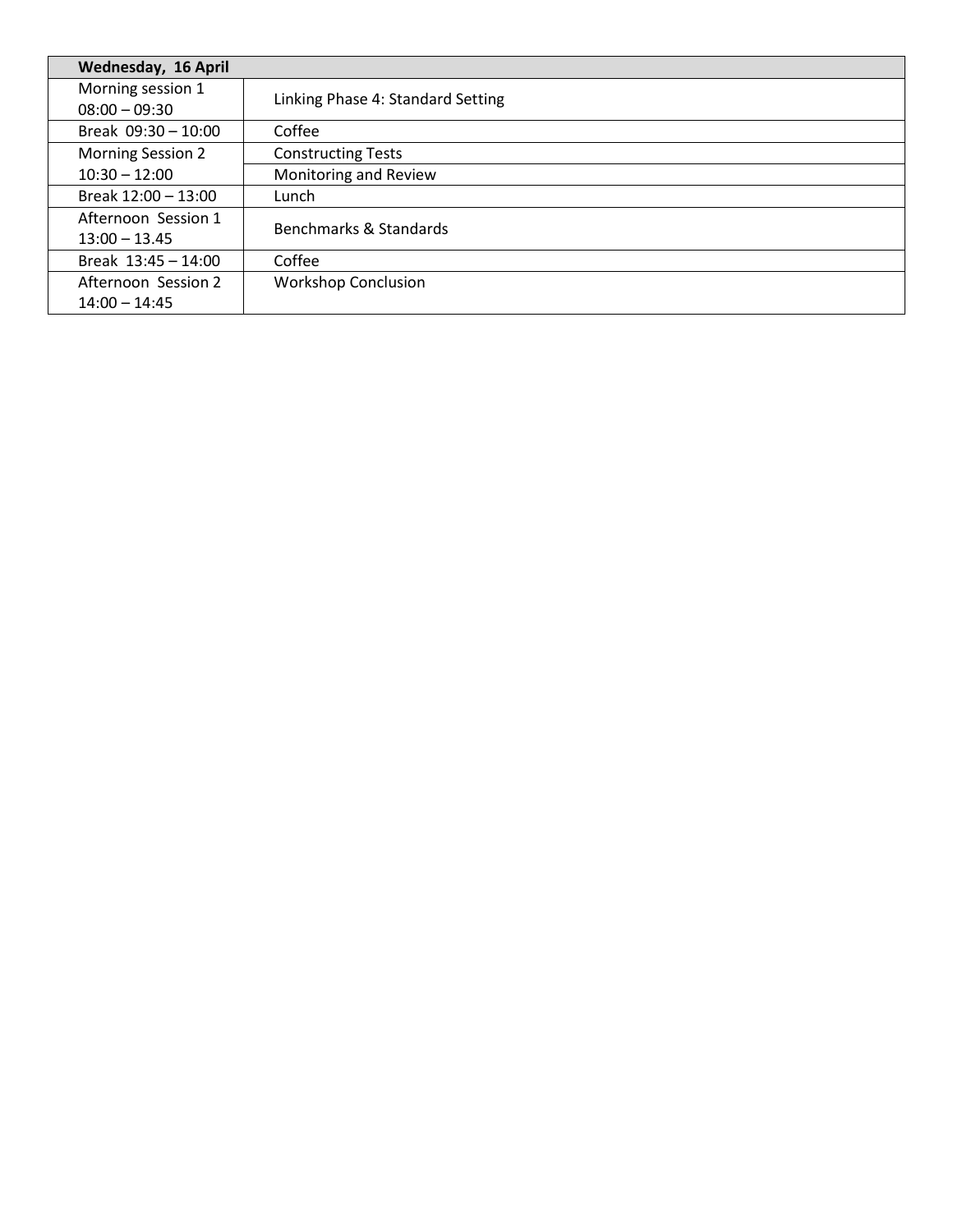| Wednesday, 16 April | |
|---|---|
| Morning session 1 08:00 – 09:30 | Linking Phase 4: Standard Setting |
| Break 09:30 – 10:00 | Coffee |
| Morning Session 2 10:30 – 12:00 | Constructing Tests |
| | Monitoring and Review |
| Break 12:00 – 13:00 | Lunch |
| Afternoon Session 1 13:00 – 13.45 | Benchmarks & Standards |
| Break 13:45 – 14:00 | Coffee |
| Afternoon Session 2 14:00 – 14:45 | Workshop Conclusion |